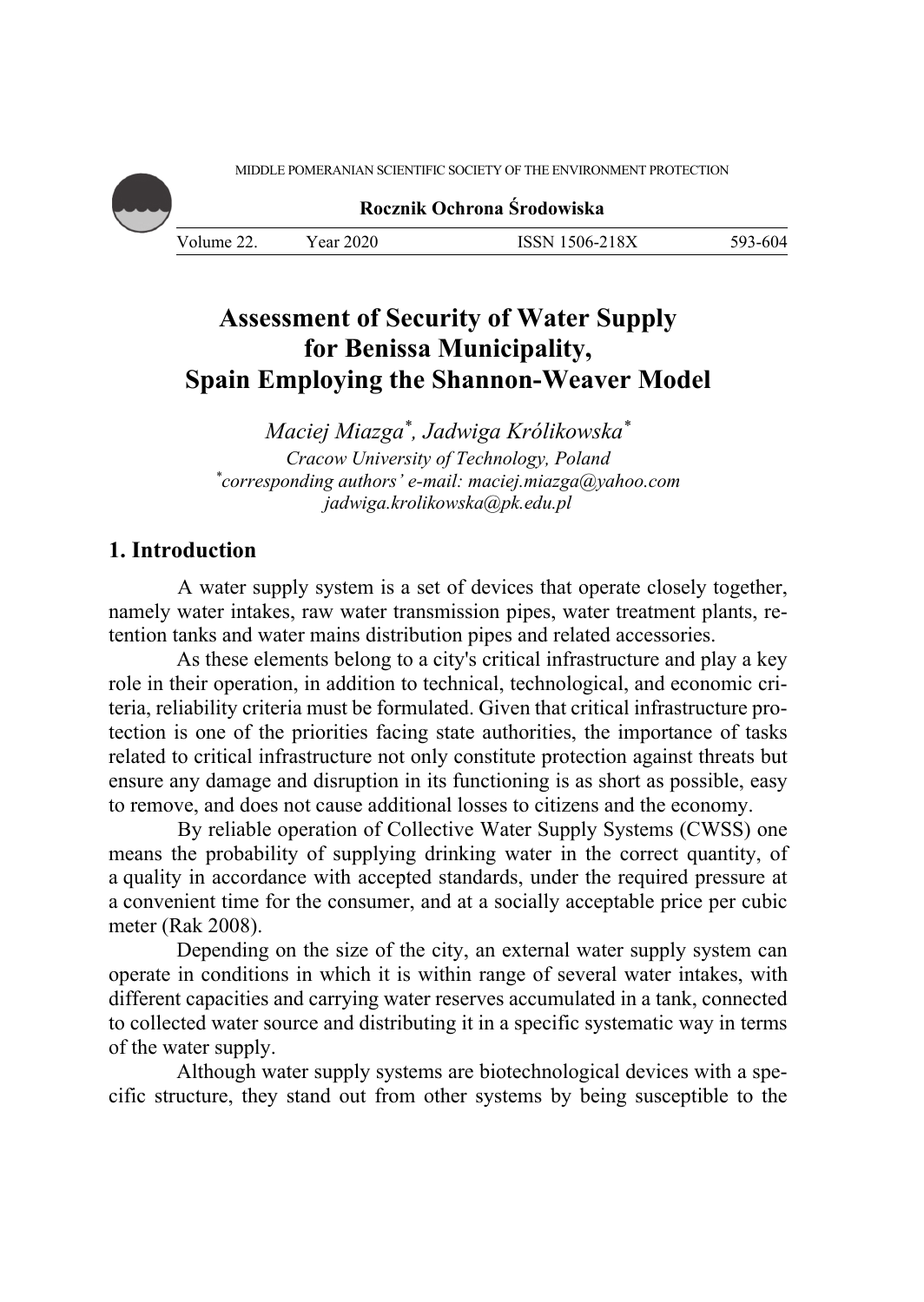# Assessment of Security of Water Supply for Benissa Municipality, Spain Employing the Shannon-Weaver Model

*Maciej Miazga*[*]*, Jadwiga Królikowska*[*]

*Cracow University of Technology, Poland*

[*]*corresponding authors' e-mail: maciej.miazga@yahoo.com*
*jadwiga.krolikowska@pk.edu.pl*

## 1. Introduction

A water supply system is a set of devices that operate closely together, namely water intakes, raw water transmission pipes, water treatment plants, retention tanks and water mains distribution pipes and related accessories.

As these elements belong to a city's critical infrastructure and play a key role in their operation, in addition to technical, technological, and economic criteria, reliability criteria must be formulated. Given that critical infrastructure protection is one of the priorities facing state authorities, the importance of tasks related to critical infrastructure not only constitute protection against threats but ensure any damage and disruption in its functioning is as short as possible, easy to remove, and does not cause additional losses to citizens and the economy.

By reliable operation of Collective Water Supply Systems (CWSS) one means the probability of supplying drinking water in the correct quantity, of a quality in accordance with accepted standards, under the required pressure at a convenient time for the consumer, and at a socially acceptable price per cubic meter (Rak 2008).

Depending on the size of the city, an external water supply system can operate in conditions in which it is within range of several water intakes, with different capacities and carrying water reserves accumulated in a tank, connected to collected water source and distributing it in a specific systematic way in terms of the water supply.

Although water supply systems are biotechnological devices with a specific structure, they stand out from other systems by being susceptible to the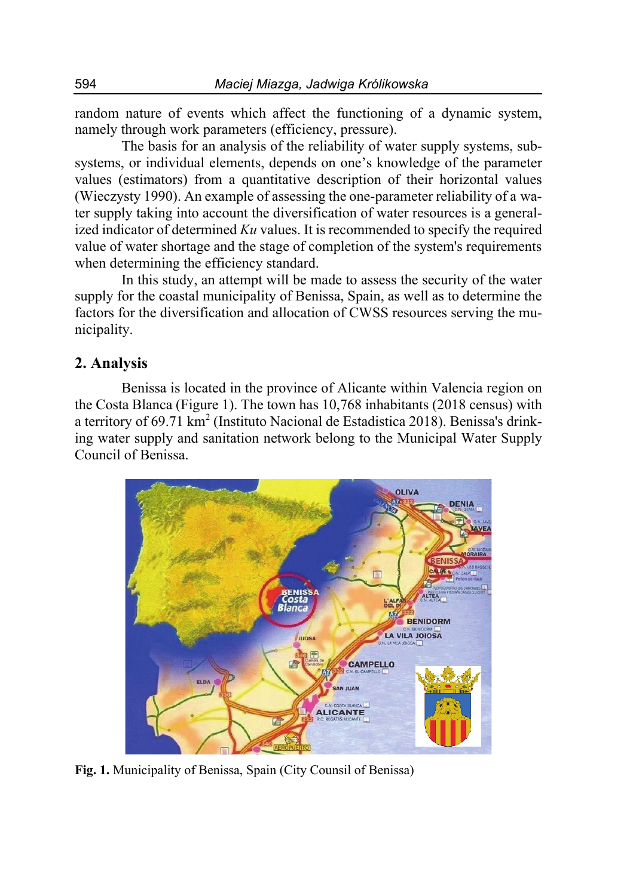random nature of events which affect the functioning of a dynamic system, namely through work parameters (efficiency, pressure).

The basis for an analysis of the reliability of water supply systems, subsystems, or individual elements, depends on one's knowledge of the parameter values (estimators) from a quantitative description of their horizontal values (Wieczysty 1990). An example of assessing the one-parameter reliability of a water supply taking into account the diversification of water resources is a generalized indicator of determined *Ku* values. It is recommended to specify the required value of water shortage and the stage of completion of the system's requirements when determining the efficiency standard.

In this study, an attempt will be made to assess the security of the water supply for the coastal municipality of Benissa, Spain, as well as to determine the factors for the diversification and allocation of CWSS resources serving the municipality.

## 2. Analysis

Benissa is located in the province of Alicante within Valencia region on the Costa Blanca (Figure 1). The town has 10,768 inhabitants (2018 census) with a territory of 69.71 km$^2$ (Instituto Nacional de Estadistica 2018). Benissa's drinking water supply and sanitation network belong to the Municipal Water Supply Council of Benissa.

**Fig. 1.** Municipality of Benissa, Spain (City Counsil of Benissa)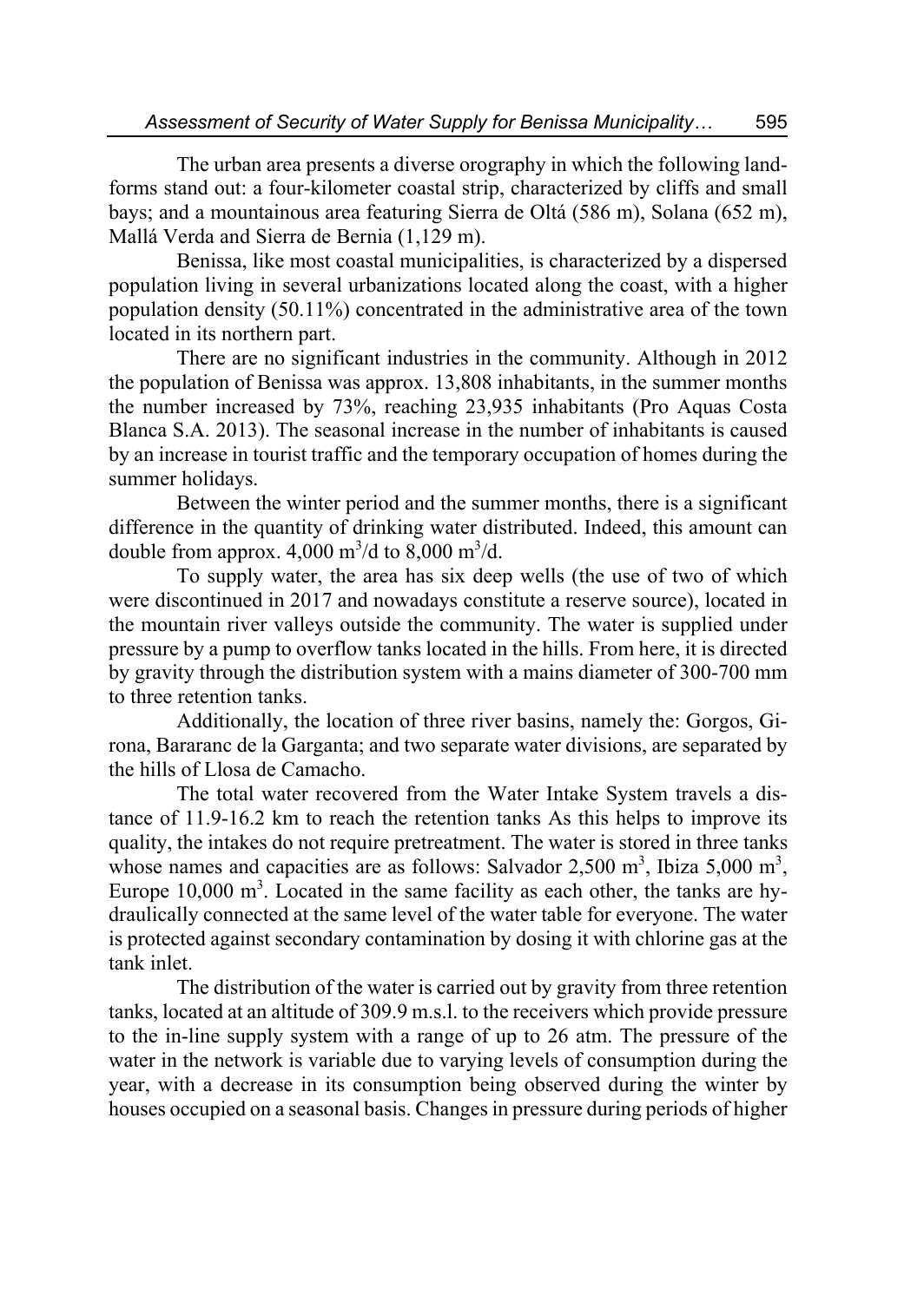The urban area presents a diverse orography in which the following landforms stand out: a four-kilometer coastal strip, characterized by cliffs and small bays; and a mountainous area featuring Sierra de Oltá (586 m), Solana (652 m), Mallá Verda and Sierra de Bernia (1,129 m).

Benissa, like most coastal municipalities, is characterized by a dispersed population living in several urbanizations located along the coast, with a higher population density (50.11%) concentrated in the administrative area of the town located in its northern part.

There are no significant industries in the community. Although in 2012 the population of Benissa was approx. 13,808 inhabitants, in the summer months the number increased by 73%, reaching 23,935 inhabitants (Pro Aquas Costa Blanca S.A. 2013). The seasonal increase in the number of inhabitants is caused by an increase in tourist traffic and the temporary occupation of homes during the summer holidays.

Between the winter period and the summer months, there is a significant difference in the quantity of drinking water distributed. Indeed, this amount can double from approx. 4,000 $m^3/d$ to 8,000 $m^3/d$.

To supply water, the area has six deep wells (the use of two of which were discontinued in 2017 and nowadays constitute a reserve source), located in the mountain river valleys outside the community. The water is supplied under pressure by a pump to overflow tanks located in the hills. From here, it is directed by gravity through the distribution system with a mains diameter of 300-700 mm to three retention tanks.

Additionally, the location of three river basins, namely the: Gorgos, Girona, Bararanc de la Garganta; and two separate water divisions, are separated by the hills of Llosa de Camacho.

The total water recovered from the Water Intake System travels a distance of 11.9-16.2 km to reach the retention tanks As this helps to improve its quality, the intakes do not require pretreatment. The water is stored in three tanks whose names and capacities are as follows: Salvador 2,500 $m^3$, Ibiza 5,000 $m^3$, Europe 10,000 $m^3$. Located in the same facility as each other, the tanks are hydraulically connected at the same level of the water table for everyone. The water is protected against secondary contamination by dosing it with chlorine gas at the tank inlet.

The distribution of the water is carried out by gravity from three retention tanks, located at an altitude of 309.9 m.s.l. to the receivers which provide pressure to the in-line supply system with a range of up to 26 atm. The pressure of the water in the network is variable due to varying levels of consumption during the year, with a decrease in its consumption being observed during the winter by houses occupied on a seasonal basis. Changes in pressure during periods of higher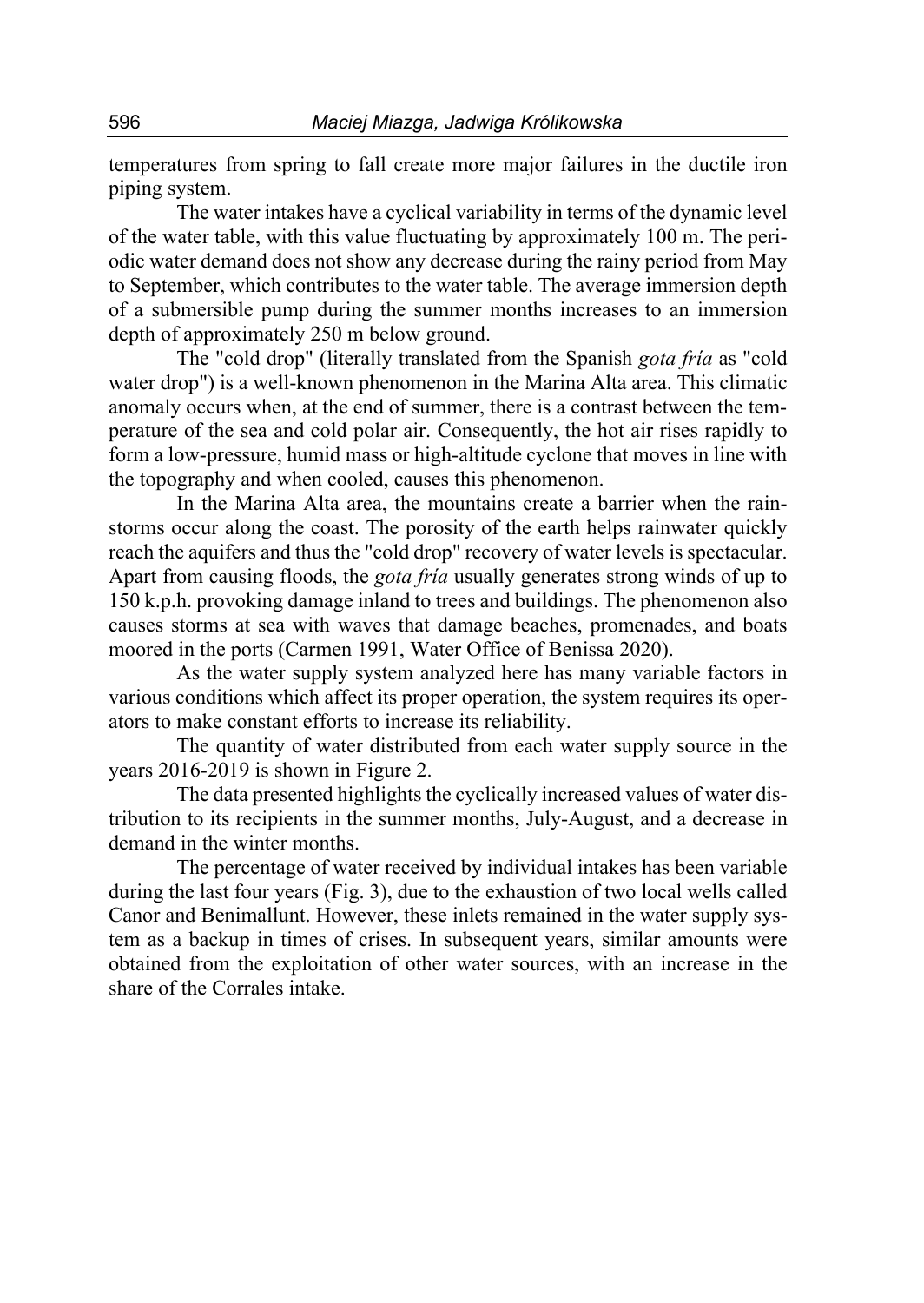temperatures from spring to fall create more major failures in the ductile iron piping system.

The water intakes have a cyclical variability in terms of the dynamic level of the water table, with this value fluctuating by approximately 100 m. The periodic water demand does not show any decrease during the rainy period from May to September, which contributes to the water table. The average immersion depth of a submersible pump during the summer months increases to an immersion depth of approximately 250 m below ground.

The "cold drop" (literally translated from the Spanish *gota fría* as "cold water drop") is a well-known phenomenon in the Marina Alta area. This climatic anomaly occurs when, at the end of summer, there is a contrast between the temperature of the sea and cold polar air. Consequently, the hot air rises rapidly to form a low-pressure, humid mass or high-altitude cyclone that moves in line with the topography and when cooled, causes this phenomenon.

In the Marina Alta area, the mountains create a barrier when the rainstorms occur along the coast. The porosity of the earth helps rainwater quickly reach the aquifers and thus the "cold drop" recovery of water levels is spectacular. Apart from causing floods, the *gota fría* usually generates strong winds of up to 150 k.p.h. provoking damage inland to trees and buildings. The phenomenon also causes storms at sea with waves that damage beaches, promenades, and boats moored in the ports (Carmen 1991, Water Office of Benissa 2020).

As the water supply system analyzed here has many variable factors in various conditions which affect its proper operation, the system requires its operators to make constant efforts to increase its reliability.

The quantity of water distributed from each water supply source in the years 2016-2019 is shown in Figure 2.

The data presented highlights the cyclically increased values of water distribution to its recipients in the summer months, July-August, and a decrease in demand in the winter months.

The percentage of water received by individual intakes has been variable during the last four years (Fig. 3), due to the exhaustion of two local wells called Canor and Benimallunt. However, these inlets remained in the water supply system as a backup in times of crises. In subsequent years, similar amounts were obtained from the exploitation of other water sources, with an increase in the share of the Corrales intake.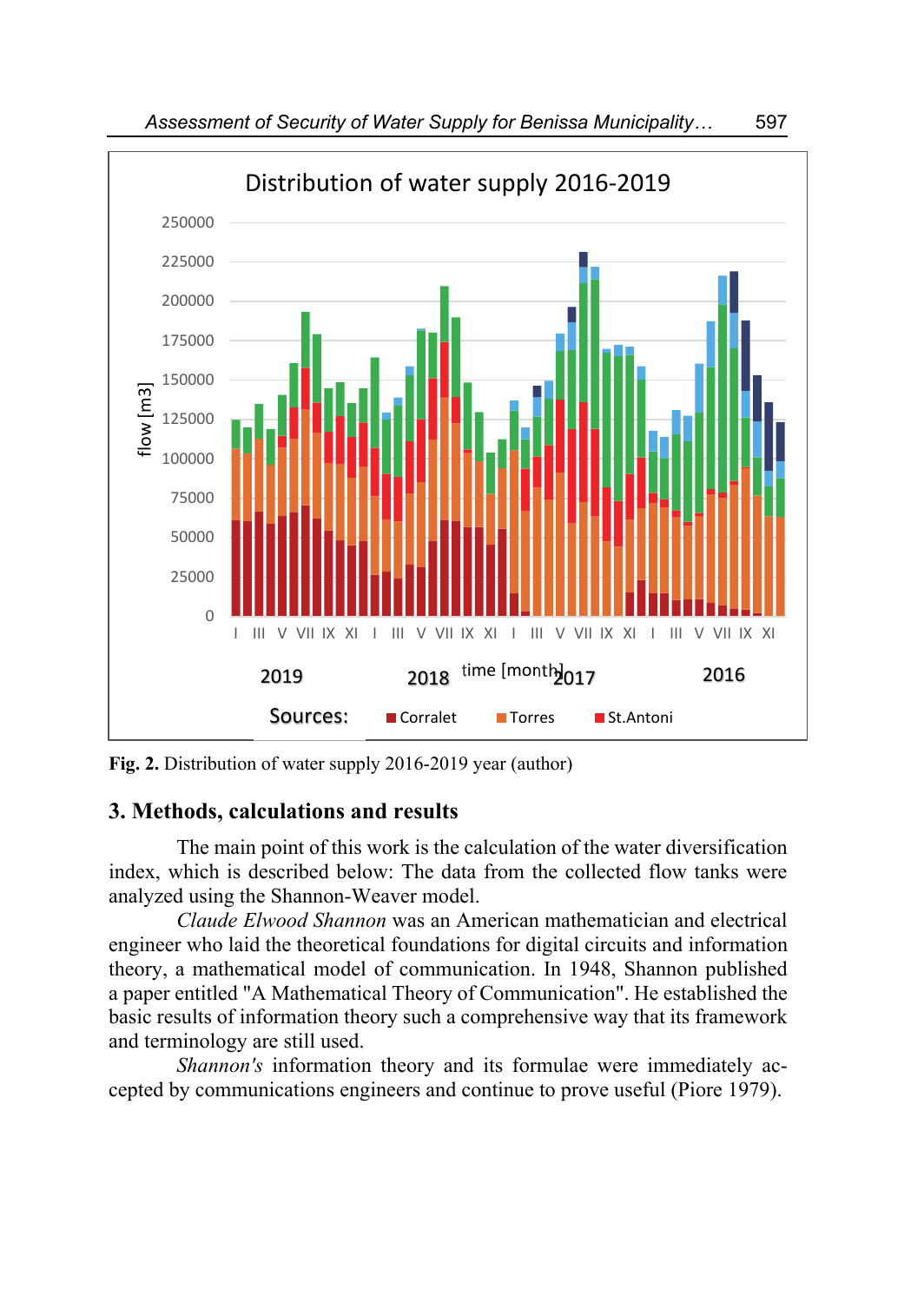**Fig. 2.** Distribution of water supply 2016-2019 year (author)

## 3. Methods, calculations and results

The main point of this work is the calculation of the water diversification index, which is described below: The data from the collected flow tanks were analyzed using the Shannon-Weaver model.

*Claude Elwood Shannon* was an American mathematician and electrical engineer who laid the theoretical foundations for digital circuits and information theory, a mathematical model of communication. In 1948, Shannon published a paper entitled "A Mathematical Theory of Communication". He established the basic results of information theory such a comprehensive way that its framework and terminology are still used.

*Shannon's* information theory and its formulae were immediately accepted by communications engineers and continue to prove useful (Piore 1979).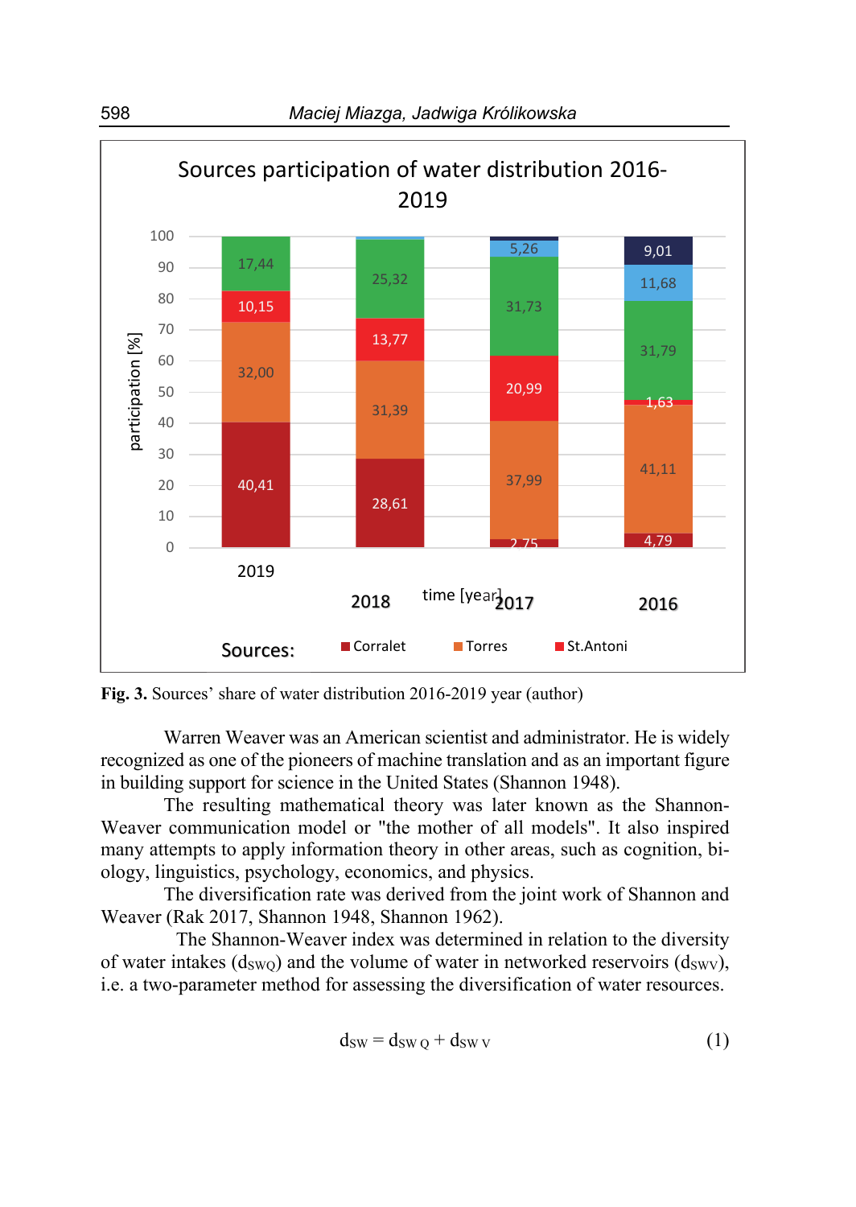Fig. 3. Sources' share of water distribution 2016-2019 year (author)

Warren Weaver was an American scientist and administrator. He is widely recognized as one of the pioneers of machine translation and as an important figure in building support for science in the United States (Shannon 1948).

The resulting mathematical theory was later known as the Shannon-Weaver communication model or "the mother of all models". It also inspired many attempts to apply information theory in other areas, such as cognition, biology, linguistics, psychology, economics, and physics.

The diversification rate was derived from the joint work of Shannon and Weaver (Rak 2017, Shannon 1948, Shannon 1962).

The Shannon-Weaver index was determined in relation to the diversity of water intakes ($d_{SWQ}$) and the volume of water in networked reservoirs ($d_{SWV}$), i.e. a two-parameter method for assessing the diversification of water resources.

$$d_{SW} = d_{SW\,Q} + d_{SW\,V} \tag{1}$$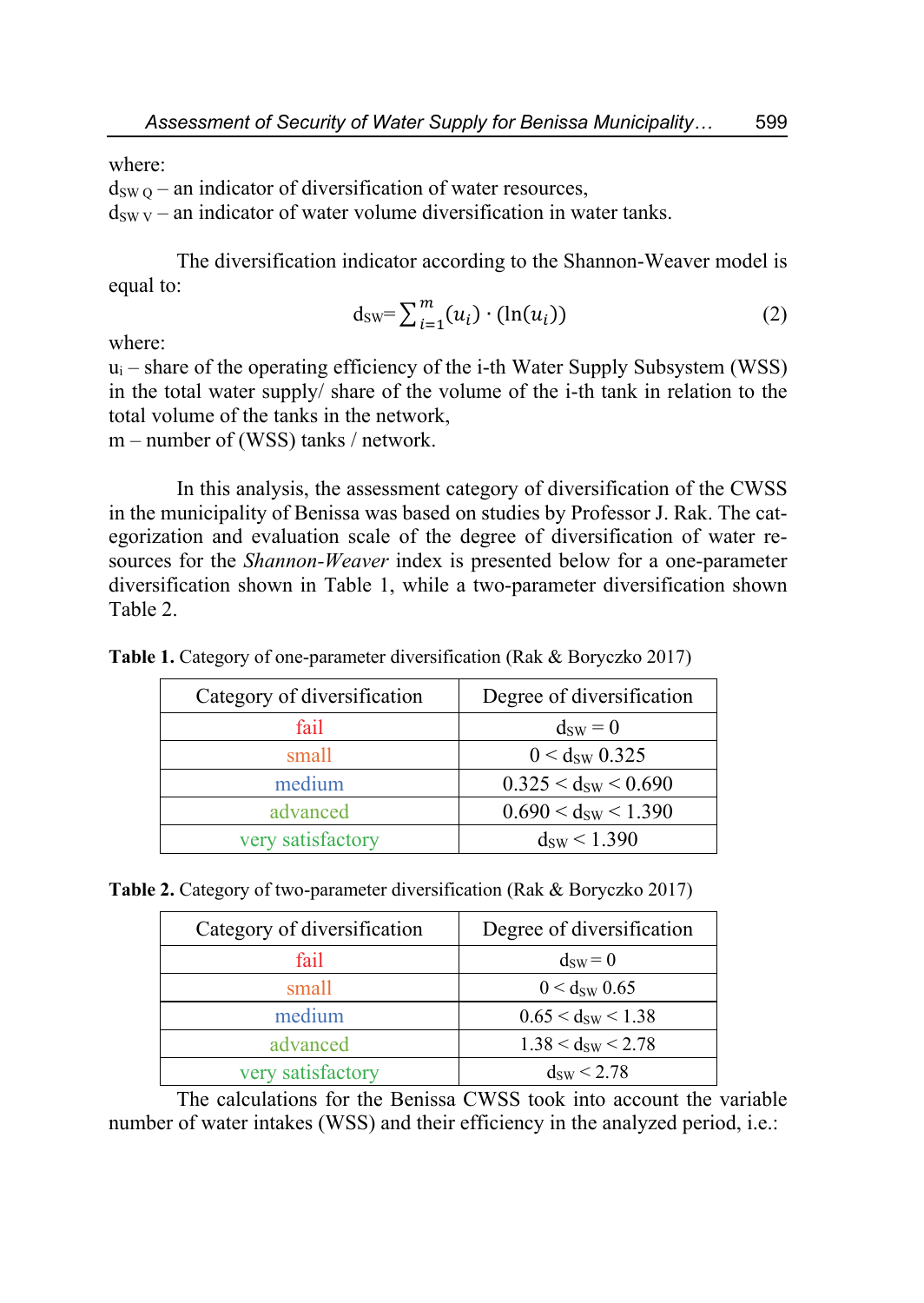where:
$d_{SW\,Q}$ – an indicator of diversification of water resources,
$d_{SW\,V}$ – an indicator of water volume diversification in water tanks.

The diversification indicator according to the Shannon-Weaver model is equal to:

$$d_{SW} = \sum_{i=1}^{m} (u_i) \cdot (\ln(u_i)) \tag{2}$$

where:
$u_i$ – share of the operating efficiency of the i-th Water Supply Subsystem (WSS) in the total water supply/ share of the volume of the i-th tank in relation to the total volume of the tanks in the network,
m – number of (WSS) tanks / network.

In this analysis, the assessment category of diversification of the CWSS in the municipality of Benissa was based on studies by Professor J. Rak. The categorization and evaluation scale of the degree of diversification of water resources for the *Shannon-Weaver* index is presented below for a one-parameter diversification shown in Table 1, while a two-parameter diversification shown Table 2.

**Table 1.** Category of one-parameter diversification (Rak & Boryczko 2017)

| Category of diversification | Degree of diversification |
|---|---|
| fail | $d_{SW} = 0$ |
| small | $0 < d_{SW}$ 0.325 |
| medium | $0.325 < d_{SW} < 0.690$ |
| advanced | $0.690 < d_{SW} < 1.390$ |
| very satisfactory | $d_{SW} < 1.390$ |

**Table 2.** Category of two-parameter diversification (Rak & Boryczko 2017)

| Category of diversification | Degree of diversification |
|---|---|
| fail | $d_{SW} = 0$ |
| small | $0 < d_{SW}$ 0.65 |
| medium | $0.65 < d_{SW} < 1.38$ |
| advanced | $1.38 < d_{SW} < 2.78$ |
| very satisfactory | $d_{SW} < 2.78$ |

The calculations for the Benissa CWSS took into account the variable number of water intakes (WSS) and their efficiency in the analyzed period, i.e.: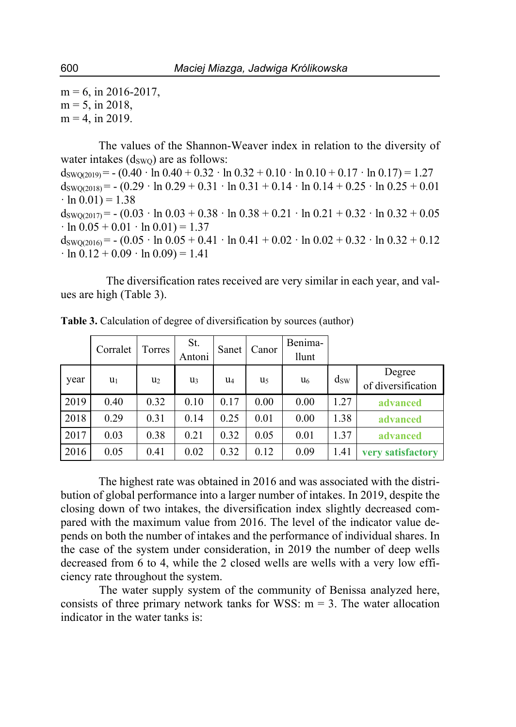$m = 6$, in 2016-2017,
$m = 5$, in 2018,
$m = 4$, in 2019.

The values of the Shannon-Weaver index in relation to the diversity of water intakes ($d_{SWQ}$) are as follows:

$d_{SWQ(2019)} = -(0.40 \cdot \ln 0.40 + 0.32 \cdot \ln 0.32 + 0.10 \cdot \ln 0.10 + 0.17 \cdot \ln 0.17) = 1.27$

$d_{SWQ(2018)} = -(0.29 \cdot \ln 0.29 + 0.31 \cdot \ln 0.31 + 0.14 \cdot \ln 0.14 + 0.25 \cdot \ln 0.25 + 0.01 \cdot \ln 0.01) = 1.38$

$d_{SWQ(2017)} = -(0.03 \cdot \ln 0.03 + 0.38 \cdot \ln 0.38 + 0.21 \cdot \ln 0.21 + 0.32 \cdot \ln 0.32 + 0.05 \cdot \ln 0.05 + 0.01 \cdot \ln 0.01) = 1.37$

$d_{SWQ(2016)} = -(0.05 \cdot \ln 0.05 + 0.41 \cdot \ln 0.41 + 0.02 \cdot \ln 0.02 + 0.32 \cdot \ln 0.32 + 0.12 \cdot \ln 0.12 + 0.09 \cdot \ln 0.09) = 1.41$

The diversification rates received are very similar in each year, and values are high (Table 3).

**Table 3.** Calculation of degree of diversification by sources (author)

| | Corralet | Torres | St. Antoni | Sanet | Canor | Benimallunt | | |
|---|---|---|---|---|---|---|---|---|
| year | $u_1$ | $u_2$ | $u_3$ | $u_4$ | $u_5$ | $u_6$ | $d_{SW}$ | Degree of diversification |
| 2019 | 0.40 | 0.32 | 0.10 | 0.17 | 0.00 | 0.00 | 1.27 | **advanced** |
| 2018 | 0.29 | 0.31 | 0.14 | 0.25 | 0.01 | 0.00 | 1.38 | **advanced** |
| 2017 | 0.03 | 0.38 | 0.21 | 0.32 | 0.05 | 0.01 | 1.37 | **advanced** |
| 2016 | 0.05 | 0.41 | 0.02 | 0.32 | 0.12 | 0.09 | 1.41 | **very satisfactory** |

The highest rate was obtained in 2016 and was associated with the distribution of global performance into a larger number of intakes. In 2019, despite the closing down of two intakes, the diversification index slightly decreased compared with the maximum value from 2016. The level of the indicator value depends on both the number of intakes and the performance of individual shares. In the case of the system under consideration, in 2019 the number of deep wells decreased from 6 to 4, while the 2 closed wells are wells with a very low efficiency rate throughout the system.

The water supply system of the community of Benissa analyzed here, consists of three primary network tanks for WSS: $m = 3$. The water allocation indicator in the water tanks is: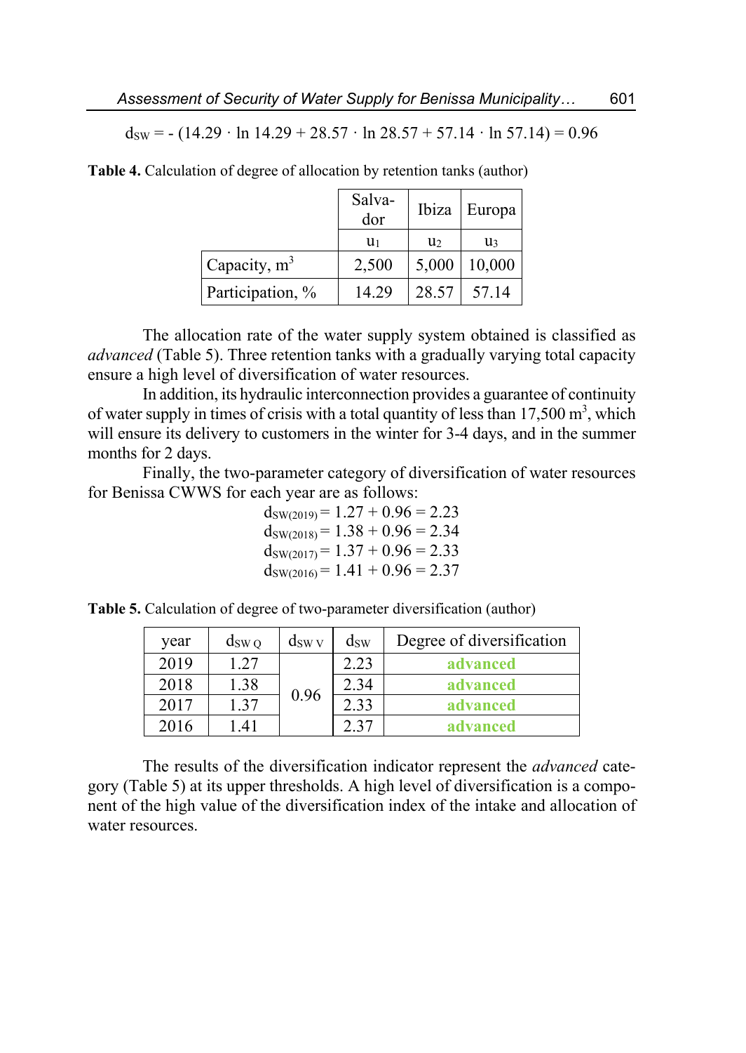$$d_{SW} = -(14.29 \cdot \ln 14.29 + 28.57 \cdot \ln 28.57 + 57.14 \cdot \ln 57.14) = 0.96$$

**Table 4.** Calculation of degree of allocation by retention tanks (author)

| | Salvador | Ibiza | Europa |
|---|---|---|---|
| | $u_1$ | $u_2$ | $u_3$ |
| Capacity, $m^3$ | 2,500 | 5,000 | 10,000 |
| Participation, % | 14.29 | 28.57 | 57.14 |

The allocation rate of the water supply system obtained is classified as *advanced* (Table 5). Three retention tanks with a gradually varying total capacity ensure a high level of diversification of water resources.

In addition, its hydraulic interconnection provides a guarantee of continuity of water supply in times of crisis with a total quantity of less than 17,500 m$^3$, which will ensure its delivery to customers in the winter for 3-4 days, and in the summer months for 2 days.

Finally, the two-parameter category of diversification of water resources for Benissa CWWS for each year are as follows:

$$d_{SW(2019)} = 1.27 + 0.96 = 2.23$$
$$d_{SW(2018)} = 1.38 + 0.96 = 2.34$$
$$d_{SW(2017)} = 1.37 + 0.96 = 2.33$$
$$d_{SW(2016)} = 1.41 + 0.96 = 2.37$$

**Table 5.** Calculation of degree of two-parameter diversification (author)

| year | $d_{SW\,Q}$ | $d_{SW\,V}$ | $d_{SW}$ | Degree of diversification |
|---|---|---|---|---|
| 2019 | 1.27 | 0.96 | 2.23 | advanced |
| 2018 | 1.38 | | 2.34 | advanced |
| 2017 | 1.37 | | 2.33 | advanced |
| 2016 | 1.41 | | 2.37 | advanced |

The results of the diversification indicator represent the *advanced* category (Table 5) at its upper thresholds. A high level of diversification is a component of the high value of the diversification index of the intake and allocation of water resources.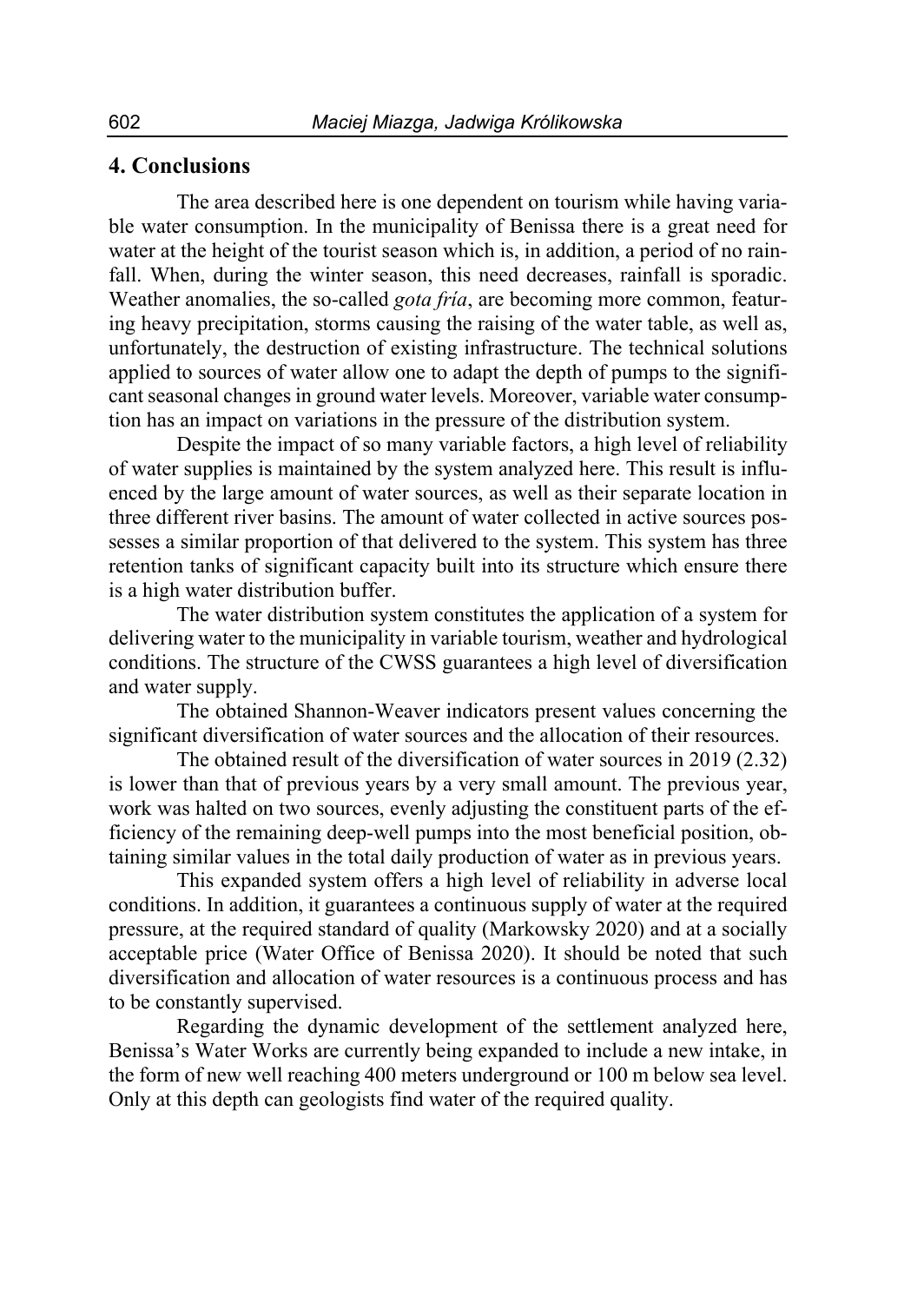## 4. Conclusions

The area described here is one dependent on tourism while having variable water consumption. In the municipality of Benissa there is a great need for water at the height of the tourist season which is, in addition, a period of no rainfall. When, during the winter season, this need decreases, rainfall is sporadic. Weather anomalies, the so-called *gota fría*, are becoming more common, featuring heavy precipitation, storms causing the raising of the water table, as well as, unfortunately, the destruction of existing infrastructure. The technical solutions applied to sources of water allow one to adapt the depth of pumps to the significant seasonal changes in ground water levels. Moreover, variable water consumption has an impact on variations in the pressure of the distribution system.

Despite the impact of so many variable factors, a high level of reliability of water supplies is maintained by the system analyzed here. This result is influenced by the large amount of water sources, as well as their separate location in three different river basins. The amount of water collected in active sources possesses a similar proportion of that delivered to the system. This system has three retention tanks of significant capacity built into its structure which ensure there is a high water distribution buffer.

The water distribution system constitutes the application of a system for delivering water to the municipality in variable tourism, weather and hydrological conditions. The structure of the CWSS guarantees a high level of diversification and water supply.

The obtained Shannon-Weaver indicators present values concerning the significant diversification of water sources and the allocation of their resources.

The obtained result of the diversification of water sources in 2019 (2.32) is lower than that of previous years by a very small amount. The previous year, work was halted on two sources, evenly adjusting the constituent parts of the efficiency of the remaining deep-well pumps into the most beneficial position, obtaining similar values in the total daily production of water as in previous years.

This expanded system offers a high level of reliability in adverse local conditions. In addition, it guarantees a continuous supply of water at the required pressure, at the required standard of quality (Markowsky 2020) and at a socially acceptable price (Water Office of Benissa 2020). It should be noted that such diversification and allocation of water resources is a continuous process and has to be constantly supervised.

Regarding the dynamic development of the settlement analyzed here, Benissa's Water Works are currently being expanded to include a new intake, in the form of new well reaching 400 meters underground or 100 m below sea level. Only at this depth can geologists find water of the required quality.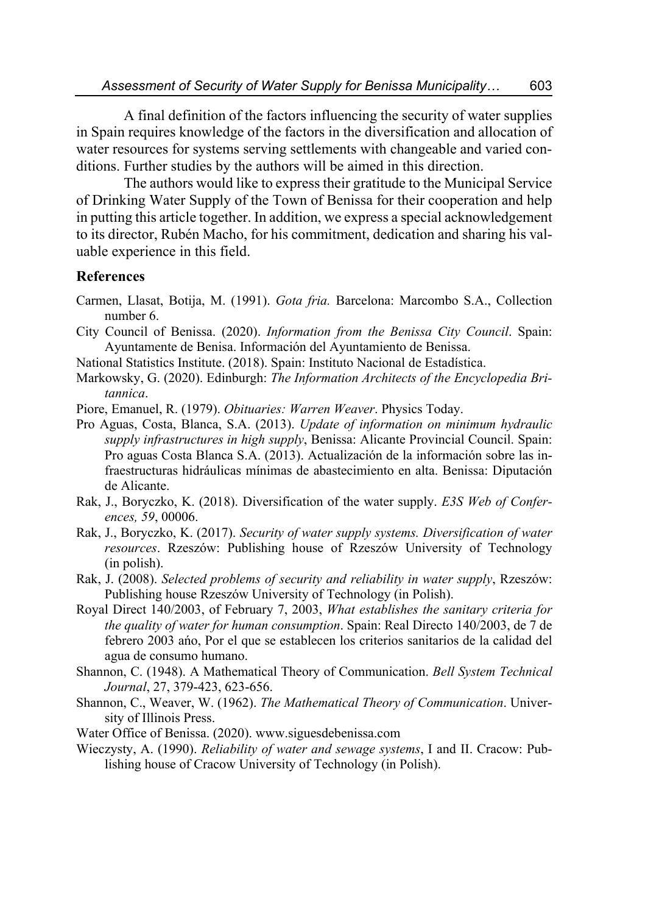A final definition of the factors influencing the security of water supplies in Spain requires knowledge of the factors in the diversification and allocation of water resources for systems serving settlements with changeable and varied conditions. Further studies by the authors will be aimed in this direction.

The authors would like to express their gratitude to the Municipal Service of Drinking Water Supply of the Town of Benissa for their cooperation and help in putting this article together. In addition, we express a special acknowledgement to its director, Rubén Macho, for his commitment, dedication and sharing his valuable experience in this field.

## References

Carmen, Llasat, Botija, M. (1991). *Gota fria.* Barcelona: Marcombo S.A., Collection number 6.

City Council of Benissa. (2020). *Information from the Benissa City Council*. Spain: Ayuntamente de Benisa. Información del Ayuntamiento de Benissa.

National Statistics Institute. (2018). Spain: Instituto Nacional de Estadística.

Markowsky, G. (2020). Edinburgh: *The Information Architects of the Encyclopedia Britannica*.

Piore, Emanuel, R. (1979). *Obituaries: Warren Weaver*. Physics Today.

Pro Aguas, Costa, Blanca, S.A. (2013). *Update of information on minimum hydraulic supply infrastructures in high supply*, Benissa: Alicante Provincial Council. Spain: Pro aguas Costa Blanca S.A. (2013). Actualización de la información sobre las infraestructuras hidráulicas mínimas de abastecimiento en alta. Benissa: Diputación de Alicante.

Rak, J., Boryczko, K. (2018). Diversification of the water supply. *E3S Web of Conferences, 59*, 00006.

Rak, J., Boryczko, K. (2017). *Security of water supply systems. Diversification of water resources*. Rzeszów: Publishing house of Rzeszów University of Technology (in polish).

Rak, J. (2008). *Selected problems of security and reliability in water supply*, Rzeszów: Publishing house Rzeszów University of Technology (in Polish).

Royal Direct 140/2003, of February 7, 2003, *What establishes the sanitary criteria for the quality of water for human consumption*. Spain: Real Directo 140/2003, de 7 de febrero 2003 ańo, Por el que se establecen los criterios sanitarios de la calidad del agua de consumo humano.

Shannon, C. (1948). A Mathematical Theory of Communication. *Bell System Technical Journal*, 27, 379-423, 623-656.

Shannon, C., Weaver, W. (1962). *The Mathematical Theory of Communication*. University of Illinois Press.

Water Office of Benissa. (2020). www.siguesdebenissa.com

Wieczysty, A. (1990). *Reliability of water and sewage systems*, I and II. Cracow: Publishing house of Cracow University of Technology (in Polish).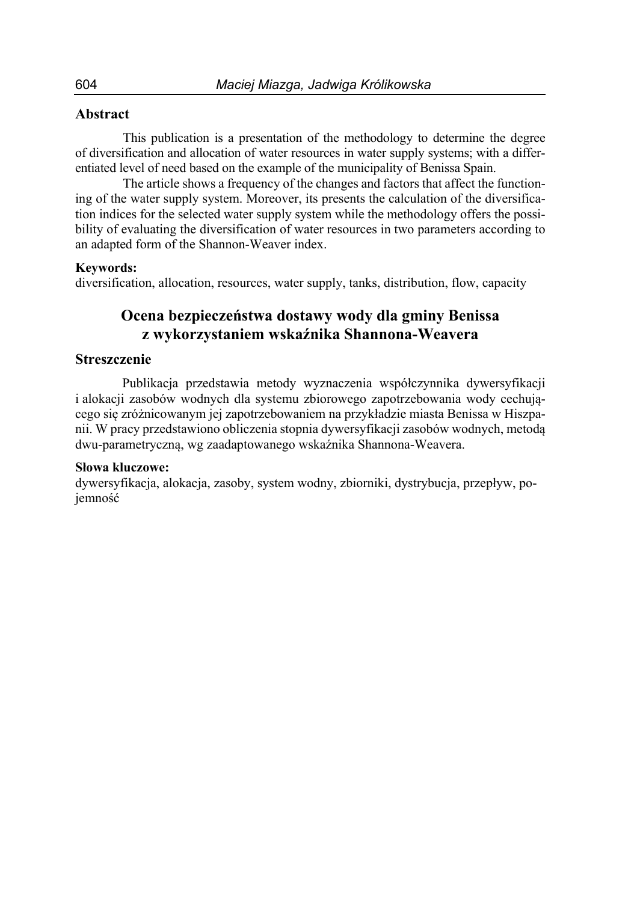## Abstract

This publication is a presentation of the methodology to determine the degree of diversification and allocation of water resources in water supply systems; with a differentiated level of need based on the example of the municipality of Benissa Spain.

The article shows a frequency of the changes and factors that affect the functioning of the water supply system. Moreover, its presents the calculation of the diversification indices for the selected water supply system while the methodology offers the possibility of evaluating the diversification of water resources in two parameters according to an adapted form of the Shannon-Weaver index.

**Keywords:**
diversification, allocation, resources, water supply, tanks, distribution, flow, capacity

## Ocena bezpieczeństwa dostawy wody dla gminy Benissa z wykorzystaniem wskaźnika Shannona-Weavera

## Streszczenie

Publikacja przedstawia metody wyznaczenia współczynnika dywersyfikacji i alokacji zasobów wodnych dla systemu zbiorowego zapotrzebowania wody cechującego się zróżnicowanym jej zapotrzebowaniem na przykładzie miasta Benissa w Hiszpanii. W pracy przedstawiono obliczenia stopnia dywersyfikacji zasobów wodnych, metodą dwu-parametryczną, wg zaadaptowanego wskaźnika Shannona-Weavera.

**Słowa kluczowe:**
dywersyfikacja, alokacja, zasoby, system wodny, zbiorniki, dystrybucja, przepływ, pojemność